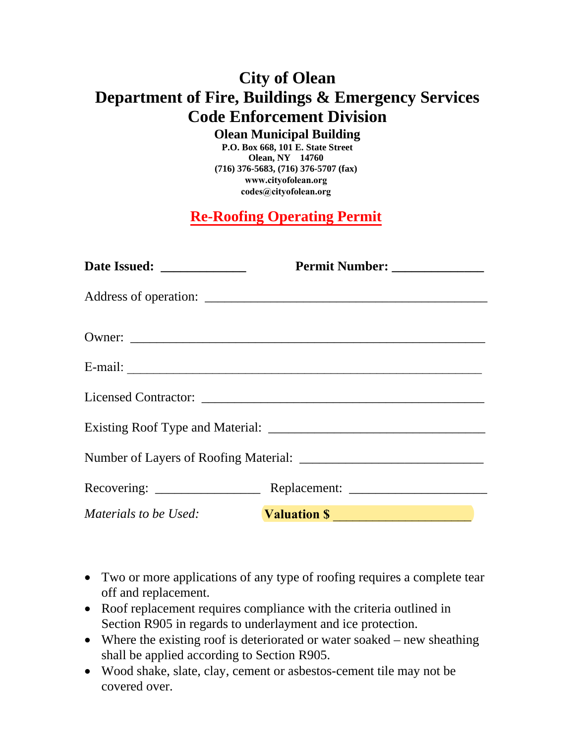# City of Olean
# Department of Fire, Buildings & Emergency Services
# Code Enforcement Division

**Olean Municipal Building**

**P.O. Box 668, 101 E. State Street**
**Olean, NY 14760**
**(716) 376-5683, (716) 376-5707 (fax)**
**www.cityofolean.org**
**codes@cityofolean.org**

## Re-Roofing Operating Permit

**Date Issued:** _____________ **Permit Number:** ______________

Address of operation: ____________________________________________

Owner: _______________________________________________________

E-mail: _______________________________________________________

Licensed Contractor: ____________________________________________

Existing Roof Type and Material: __________________________________

Number of Layers of Roofing Material: ___________________________

Recovering: ________________ Replacement: _____________________

*Materials to be Used:* **Valuation $** _____________________

- Two or more applications of any type of roofing requires a complete tear off and replacement.
- Roof replacement requires compliance with the criteria outlined in Section R905 in regards to underlayment and ice protection.
- Where the existing roof is deteriorated or water soaked – new sheathing shall be applied according to Section R905.
- Wood shake, slate, clay, cement or asbestos-cement tile may not be covered over.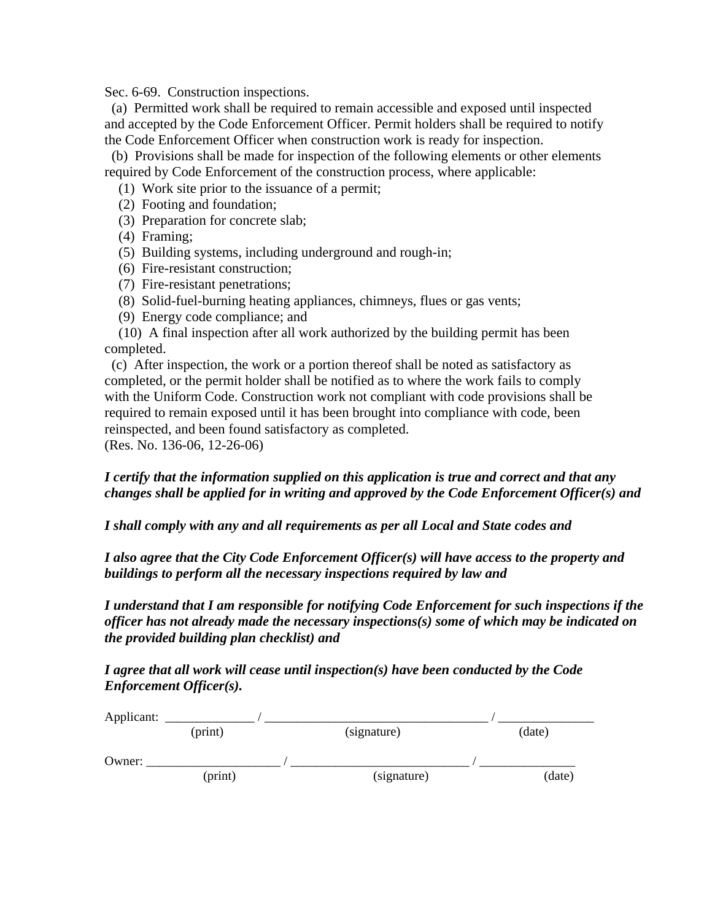Sec. 6-69. Construction inspections.

(a) Permitted work shall be required to remain accessible and exposed until inspected and accepted by the Code Enforcement Officer. Permit holders shall be required to notify the Code Enforcement Officer when construction work is ready for inspection.

(b) Provisions shall be made for inspection of the following elements or other elements required by Code Enforcement of the construction process, where applicable:

(1) Work site prior to the issuance of a permit;
(2) Footing and foundation;
(3) Preparation for concrete slab;
(4) Framing;
(5) Building systems, including underground and rough-in;
(6) Fire-resistant construction;
(7) Fire-resistant penetrations;
(8) Solid-fuel-burning heating appliances, chimneys, flues or gas vents;
(9) Energy code compliance; and
(10) A final inspection after all work authorized by the building permit has been completed.

(c) After inspection, the work or a portion thereof shall be noted as satisfactory as completed, or the permit holder shall be notified as to where the work fails to comply with the Uniform Code. Construction work not compliant with code provisions shall be required to remain exposed until it has been brought into compliance with code, been reinspected, and been found satisfactory as completed.

(Res. No. 136-06, 12-26-06)

***I certify that the information supplied on this application is true and correct and that any changes shall be applied for in writing and approved by the Code Enforcement Officer(s) and***

***I shall comply with any and all requirements as per all Local and State codes and***

***I also agree that the City Code Enforcement Officer(s) will have access to the property and buildings to perform all the necessary inspections required by law and***

***I understand that I am responsible for notifying Code Enforcement for such inspections if the officer has not already made the necessary inspections(s) some of which may be indicated on the provided building plan checklist) and***

***I agree that all work will cease until inspection(s) have been conducted by the Code Enforcement Officer(s).***

Applicant: ______________ / __________________________________ / _______________
(print) (signature) (date)

Owner: _____________________ / ____________________________ / _______________
(print) (signature) (date)